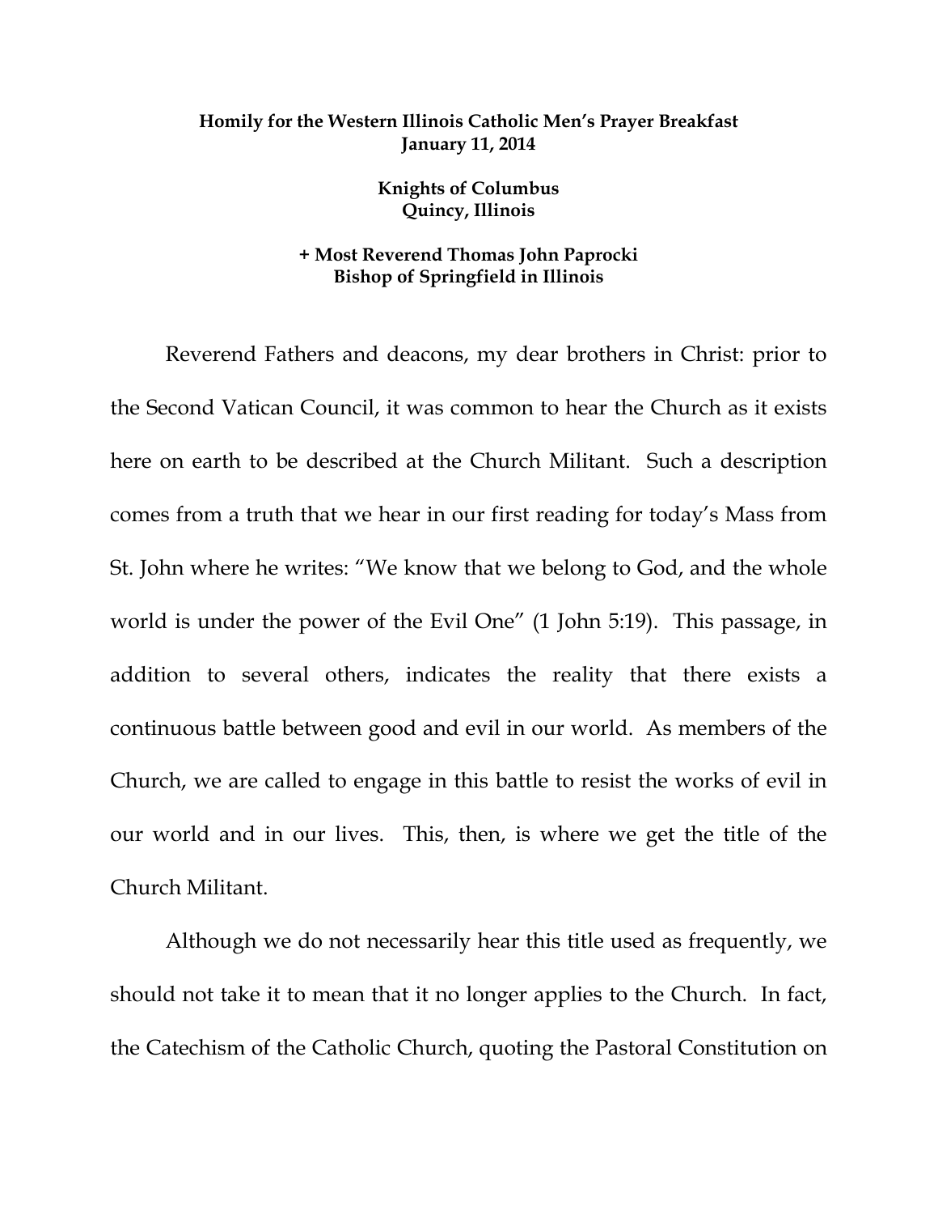**Homily for the Western Illinois Catholic Men's Prayer Breakfast**
**January 11, 2014**

**Knights of Columbus**
**Quincy, Illinois**

**+ Most Reverend Thomas John Paprocki**
**Bishop of Springfield in Illinois**

Reverend Fathers and deacons, my dear brothers in Christ: prior to the Second Vatican Council, it was common to hear the Church as it exists here on earth to be described at the Church Militant. Such a description comes from a truth that we hear in our first reading for today's Mass from St. John where he writes: "We know that we belong to God, and the whole world is under the power of the Evil One" (1 John 5:19). This passage, in addition to several others, indicates the reality that there exists a continuous battle between good and evil in our world. As members of the Church, we are called to engage in this battle to resist the works of evil in our world and in our lives. This, then, is where we get the title of the Church Militant.

Although we do not necessarily hear this title used as frequently, we should not take it to mean that it no longer applies to the Church. In fact, the Catechism of the Catholic Church, quoting the Pastoral Constitution on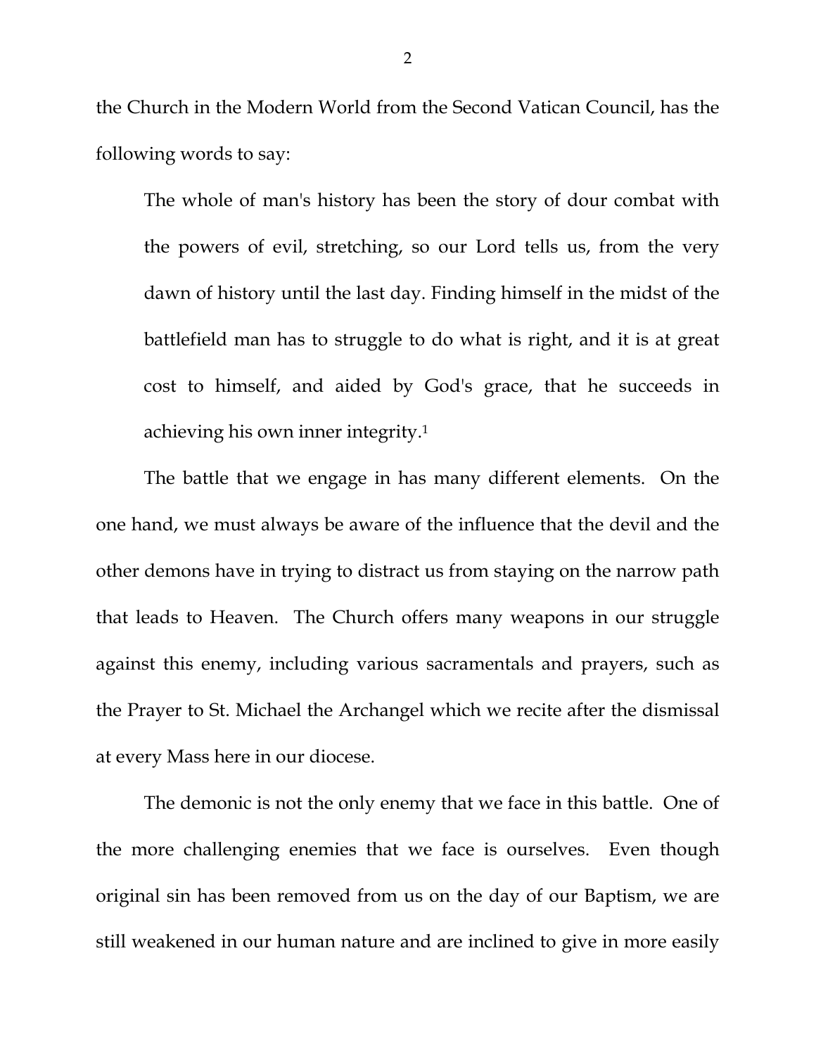the Church in the Modern World from the Second Vatican Council, has the following words to say:

> The whole of man's history has been the story of dour combat with the powers of evil, stretching, so our Lord tells us, from the very dawn of history until the last day. Finding himself in the midst of the battlefield man has to struggle to do what is right, and it is at great cost to himself, and aided by God's grace, that he succeeds in achieving his own inner integrity.[1]

The battle that we engage in has many different elements. On the one hand, we must always be aware of the influence that the devil and the other demons have in trying to distract us from staying on the narrow path that leads to Heaven. The Church offers many weapons in our struggle against this enemy, including various sacramentals and prayers, such as the Prayer to St. Michael the Archangel which we recite after the dismissal at every Mass here in our diocese.

The demonic is not the only enemy that we face in this battle. One of the more challenging enemies that we face is ourselves. Even though original sin has been removed from us on the day of our Baptism, we are still weakened in our human nature and are inclined to give in more easily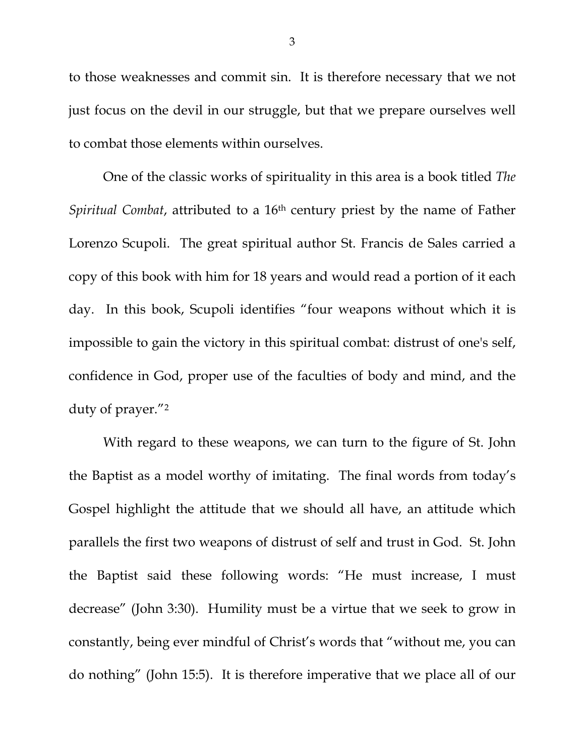to those weaknesses and commit sin. It is therefore necessary that we not just focus on the devil in our struggle, but that we prepare ourselves well to combat those elements within ourselves.

One of the classic works of spirituality in this area is a book titled *The Spiritual Combat*, attributed to a 16th century priest by the name of Father Lorenzo Scupoli. The great spiritual author St. Francis de Sales carried a copy of this book with him for 18 years and would read a portion of it each day. In this book, Scupoli identifies "four weapons without which it is impossible to gain the victory in this spiritual combat: distrust of one's self, confidence in God, proper use of the faculties of body and mind, and the duty of prayer."[2]

With regard to these weapons, we can turn to the figure of St. John the Baptist as a model worthy of imitating. The final words from today's Gospel highlight the attitude that we should all have, an attitude which parallels the first two weapons of distrust of self and trust in God. St. John the Baptist said these following words: "He must increase, I must decrease" (John 3:30). Humility must be a virtue that we seek to grow in constantly, being ever mindful of Christ's words that "without me, you can do nothing" (John 15:5). It is therefore imperative that we place all of our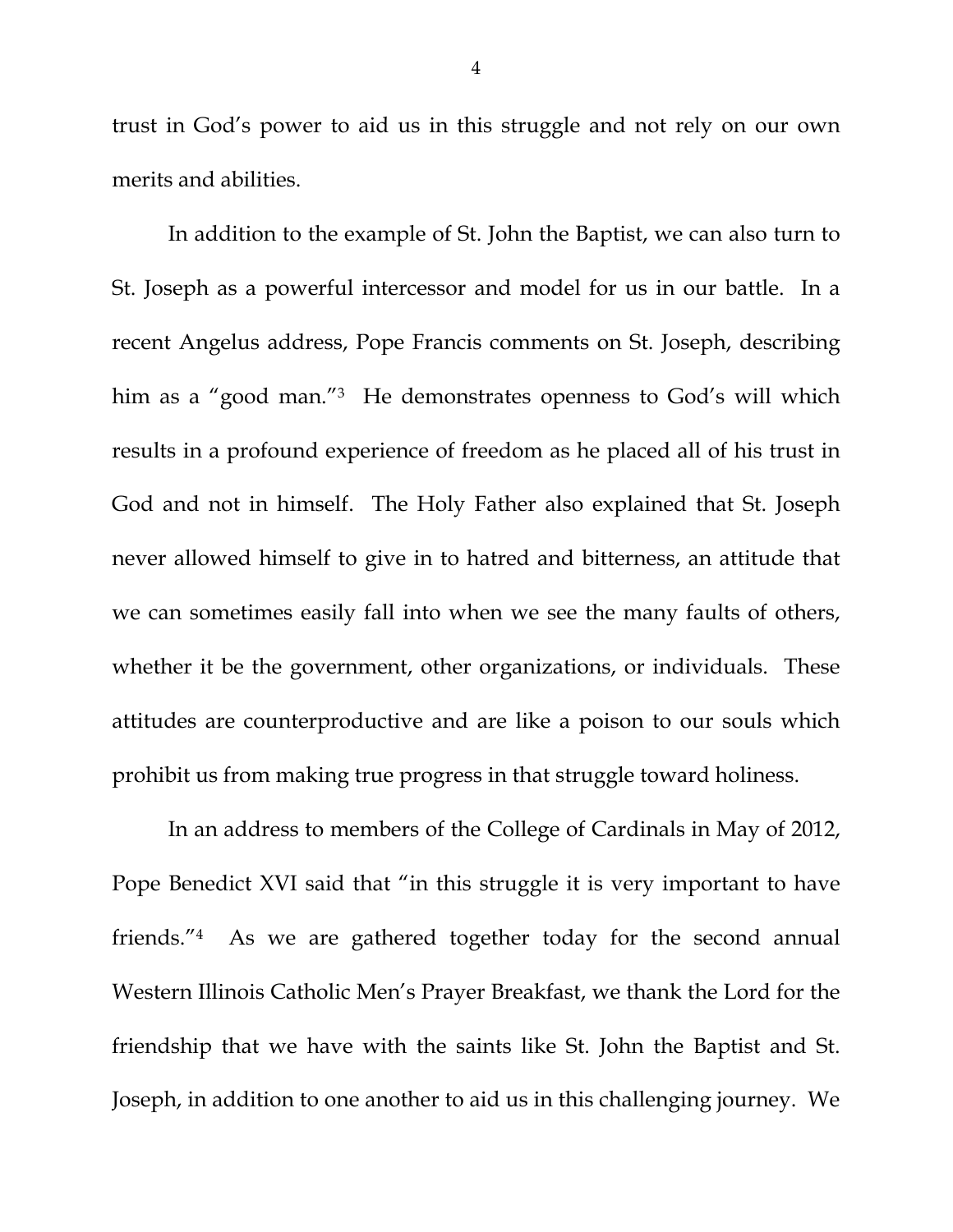trust in God's power to aid us in this struggle and not rely on our own merits and abilities.

In addition to the example of St. John the Baptist, we can also turn to St. Joseph as a powerful intercessor and model for us in our battle. In a recent Angelus address, Pope Francis comments on St. Joseph, describing him as a "good man."[3] He demonstrates openness to God's will which results in a profound experience of freedom as he placed all of his trust in God and not in himself. The Holy Father also explained that St. Joseph never allowed himself to give in to hatred and bitterness, an attitude that we can sometimes easily fall into when we see the many faults of others, whether it be the government, other organizations, or individuals. These attitudes are counterproductive and are like a poison to our souls which prohibit us from making true progress in that struggle toward holiness.

In an address to members of the College of Cardinals in May of 2012, Pope Benedict XVI said that "in this struggle it is very important to have friends."[4] As we are gathered together today for the second annual Western Illinois Catholic Men's Prayer Breakfast, we thank the Lord for the friendship that we have with the saints like St. John the Baptist and St. Joseph, in addition to one another to aid us in this challenging journey. We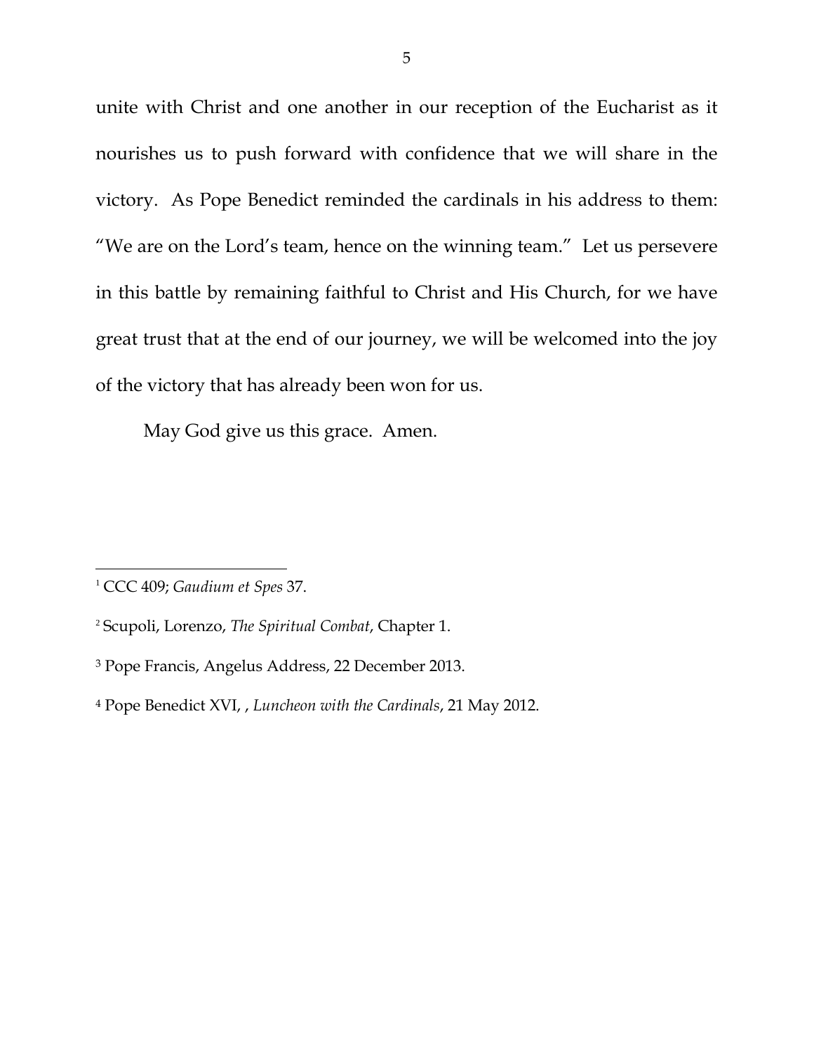unite with Christ and one another in our reception of the Eucharist as it nourishes us to push forward with confidence that we will share in the victory. As Pope Benedict reminded the cardinals in his address to them: "We are on the Lord's team, hence on the winning team." Let us persevere in this battle by remaining faithful to Christ and His Church, for we have great trust that at the end of our journey, we will be welcomed into the joy of the victory that has already been won for us.

May God give us this grace. Amen.

---

[1] CCC 409; *Gaudium et Spes* 37.

[2] Scupoli, Lorenzo, *The Spiritual Combat*, Chapter 1.

[3] Pope Francis, Angelus Address, 22 December 2013.

[4] Pope Benedict XVI, , *Luncheon with the Cardinals*, 21 May 2012.